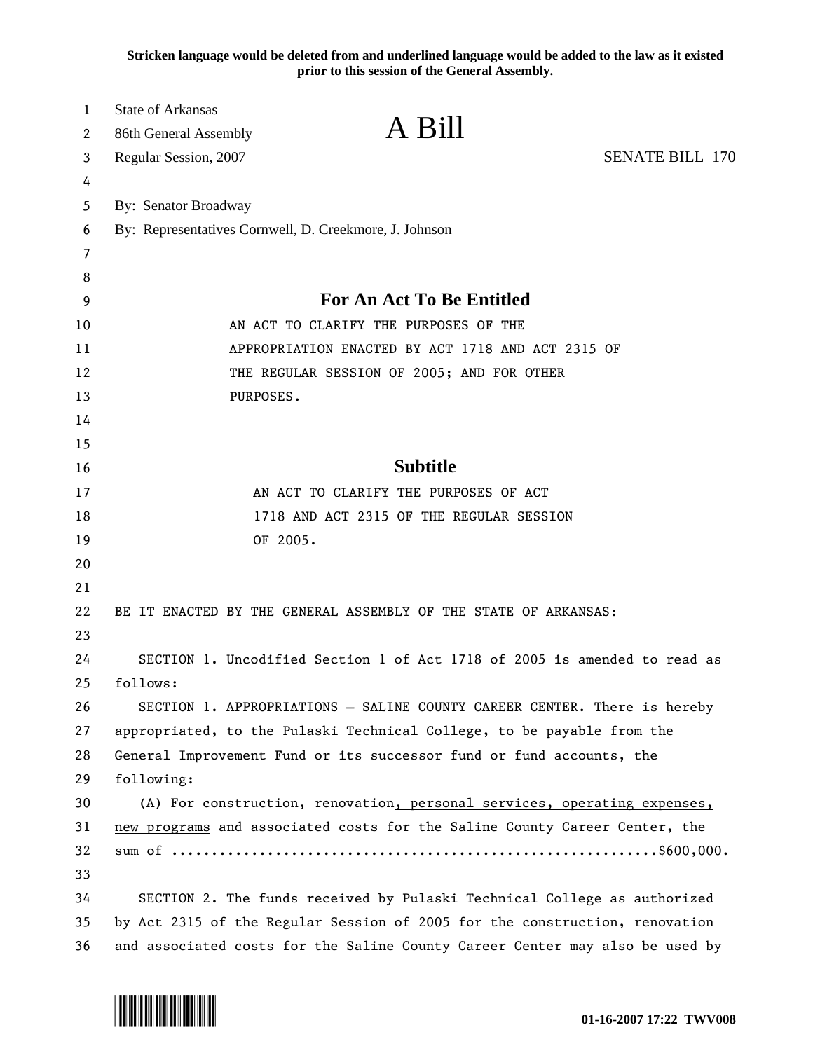**Stricken language would be deleted from and underlined language would be added to the law as it existed prior to this session of the General Assembly.**

State of Arkansas
86th General Assembly
Regular Session, 2007

# A Bill

SENATE BILL 170

By: Senator Broadway
By: Representatives Cornwell, D. Creekmore, J. Johnson

## For An Act To Be Entitled

AN ACT TO CLARIFY THE PURPOSES OF THE APPROPRIATION ENACTED BY ACT 1718 AND ACT 2315 OF THE REGULAR SESSION OF 2005; AND FOR OTHER PURPOSES.

## Subtitle

AN ACT TO CLARIFY THE PURPOSES OF ACT 1718 AND ACT 2315 OF THE REGULAR SESSION OF 2005.

BE IT ENACTED BY THE GENERAL ASSEMBLY OF THE STATE OF ARKANSAS:

SECTION 1. Uncodified Section 1 of Act 1718 of 2005 is amended to read as follows:

SECTION 1. APPROPRIATIONS – SALINE COUNTY CAREER CENTER. There is hereby appropriated, to the Pulaski Technical College, to be payable from the General Improvement Fund or its successor fund or fund accounts, the following:

(A) For construction, renovation<u>, personal services, operating expenses, new programs</u> and associated costs for the Saline County Career Center, the sum of ...........................................................$600,000.

SECTION 2. The funds received by Pulaski Technical College as authorized by Act 2315 of the Regular Session of 2005 for the construction, renovation and associated costs for the Saline County Career Center may also be used by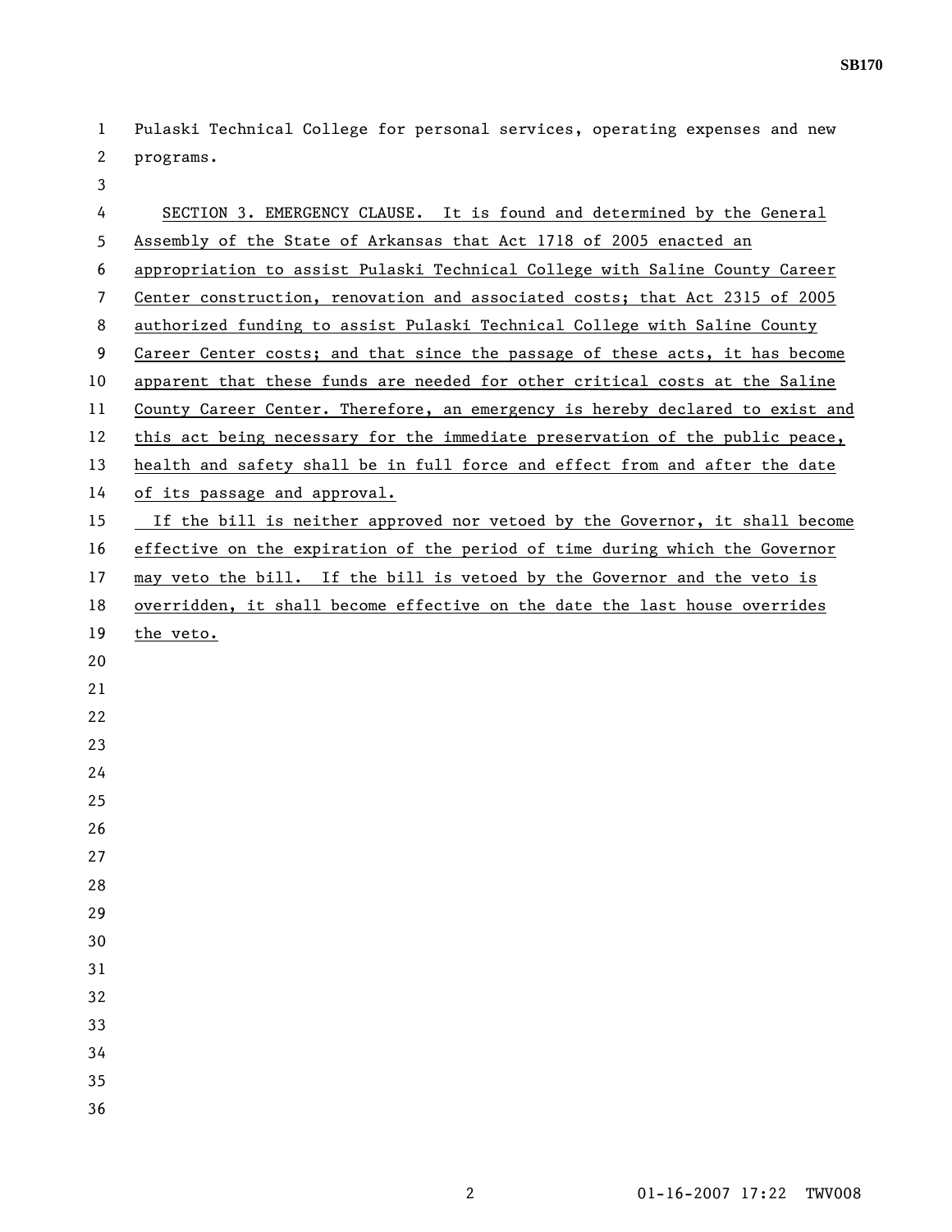Pulaski Technical College for personal services, operating expenses and new programs.

SECTION 3. EMERGENCY CLAUSE. It is found and determined by the General Assembly of the State of Arkansas that Act 1718 of 2005 enacted an appropriation to assist Pulaski Technical College with Saline County Career Center construction, renovation and associated costs; that Act 2315 of 2005 authorized funding to assist Pulaski Technical College with Saline County Career Center costs; and that since the passage of these acts, it has become apparent that these funds are needed for other critical costs at the Saline County Career Center. Therefore, an emergency is hereby declared to exist and this act being necessary for the immediate preservation of the public peace, health and safety shall be in full force and effect from and after the date of its passage and approval.

If the bill is neither approved nor vetoed by the Governor, it shall become effective on the expiration of the period of time during which the Governor may veto the bill. If the bill is vetoed by the Governor and the veto is overridden, it shall become effective on the date the last house overrides the veto.

01-16-2007 17:22 TWV008